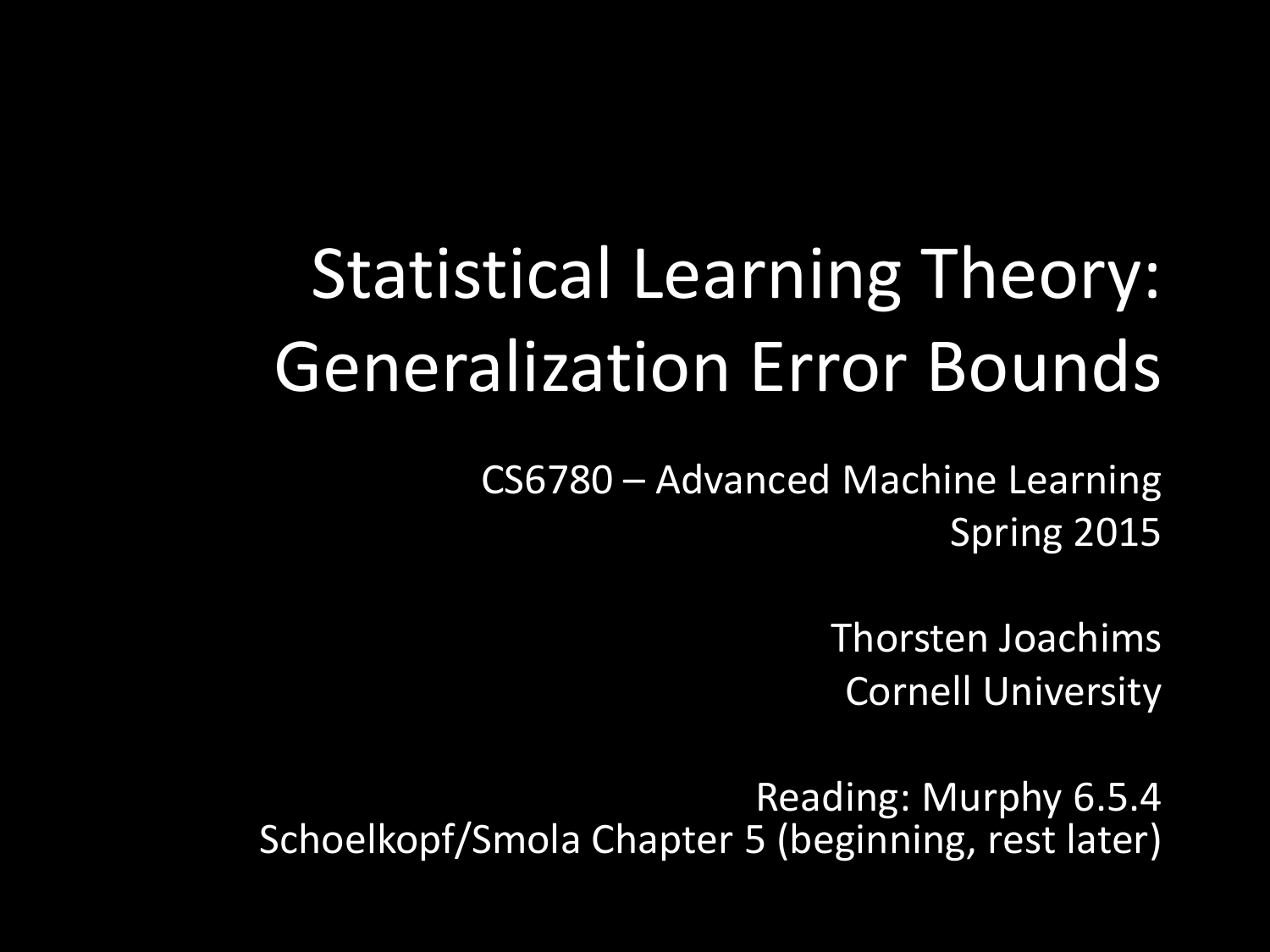# Statistical Learning Theory: Generalization Error Bounds

CS6780 – Advanced Machine Learning
Spring 2015

Thorsten Joachims
Cornell University

Reading: Murphy 6.5.4
Schoelkopf/Smola Chapter 5 (beginning, rest later)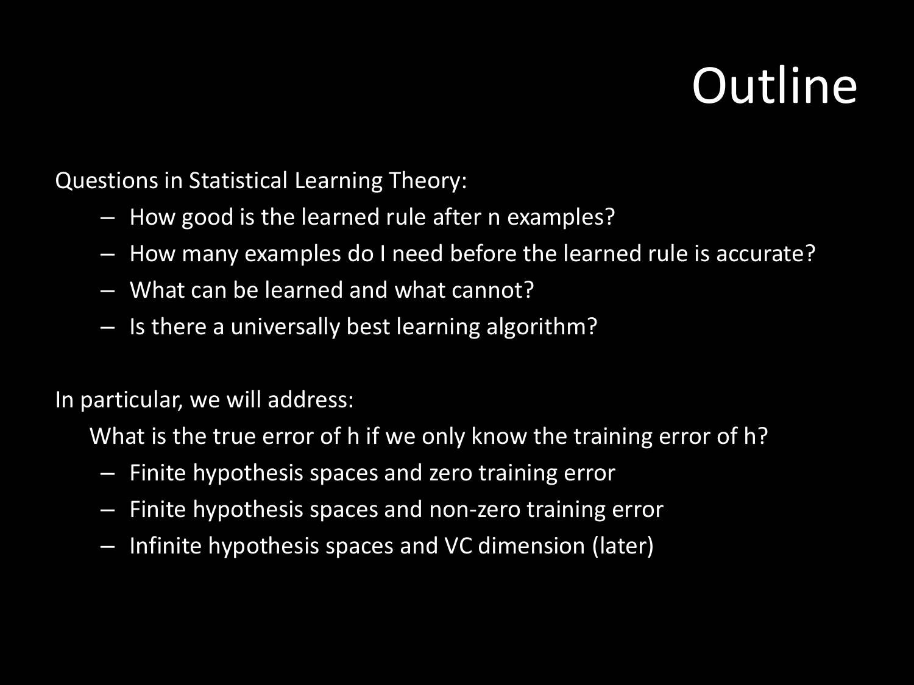# Outline

Questions in Statistical Learning Theory:

- How good is the learned rule after n examples?
- How many examples do I need before the learned rule is accurate?
- What can be learned and what cannot?
- Is there a universally best learning algorithm?

In particular, we will address:

What is the true error of h if we only know the training error of h?

- Finite hypothesis spaces and zero training error
- Finite hypothesis spaces and non-zero training error
- Infinite hypothesis spaces and VC dimension (later)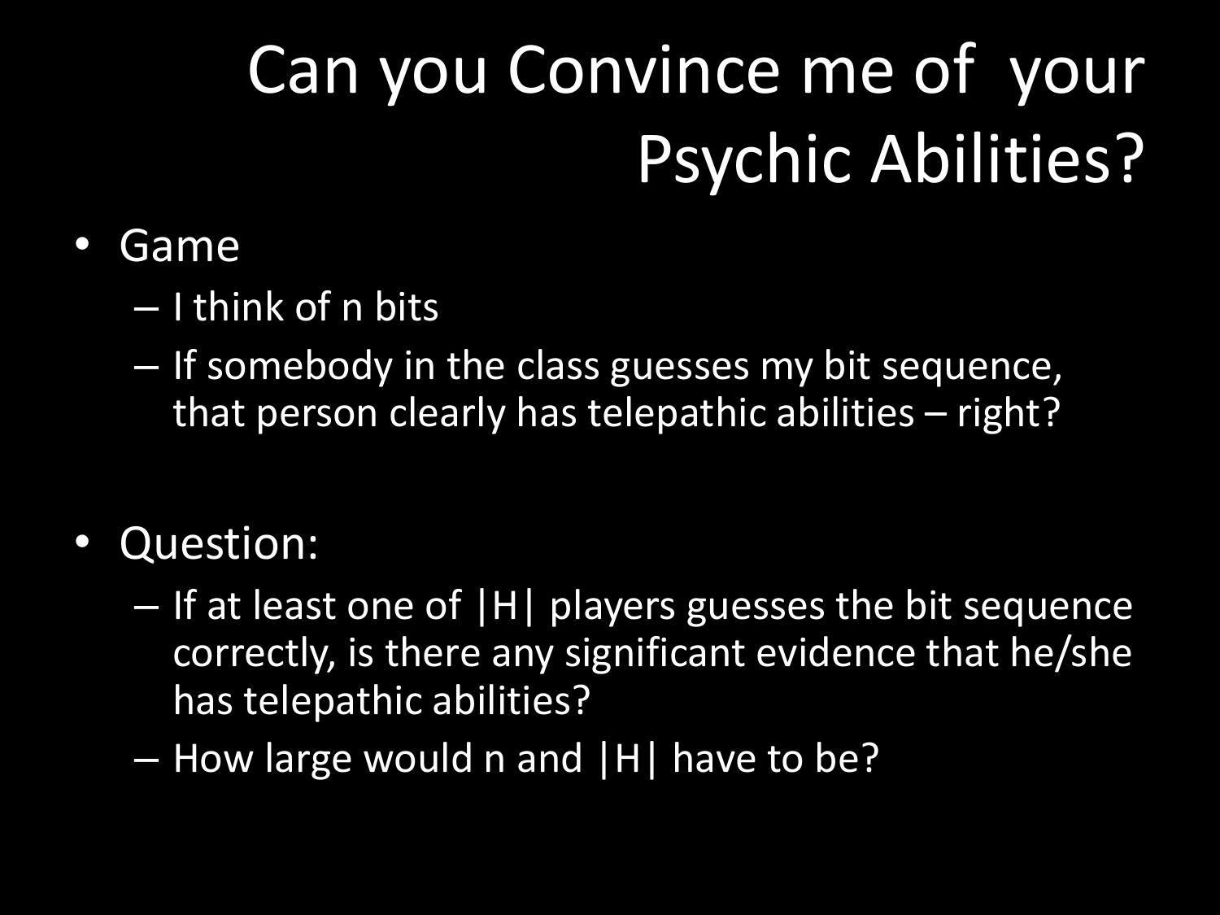# Can you Convince me of your Psychic Abilities?

- Game
  - I think of n bits
  - If somebody in the class guesses my bit sequence, that person clearly has telepathic abilities – right?

- Question:
  - If at least one of $|H|$ players guesses the bit sequence correctly, is there any significant evidence that he/she has telepathic abilities?
  - How large would n and $|H|$ have to be?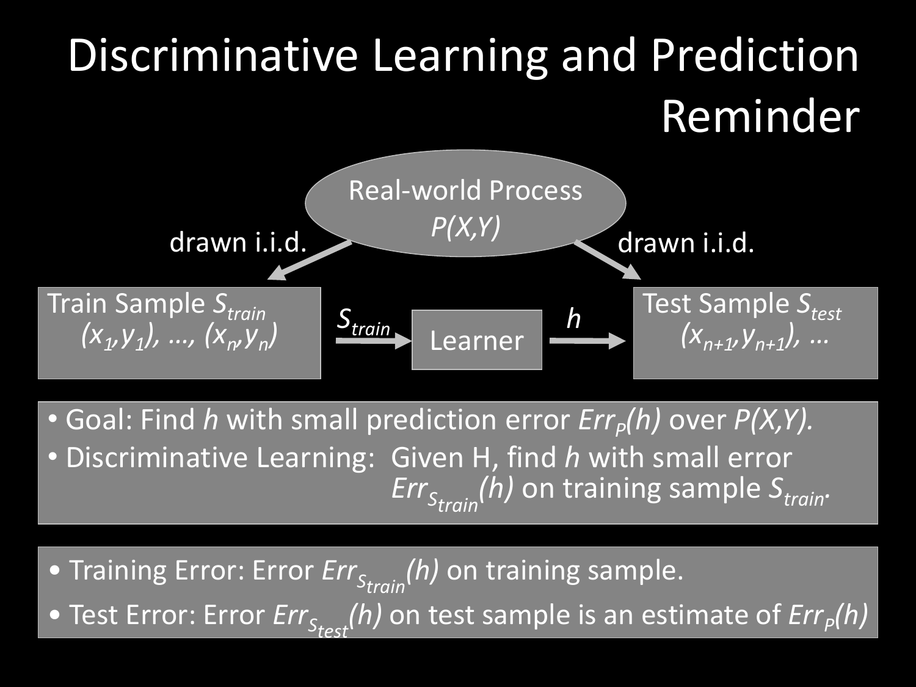# Discriminative Learning and Prediction Reminder

Real-world Process $P(X,Y)$

drawn i.i.d. → Train Sample $S_{train}$: $(x_1,y_1), \ldots, (x_n,y_n)$

drawn i.i.d. → Test Sample $S_{test}$: $(x_{n+1},y_{n+1}), \ldots$

$S_{train}$ → Learner → $h$ → Test Sample $S_{test}$

- Goal: Find $h$ with small prediction error $Err_P(h)$ over $P(X,Y)$.
- Discriminative Learning: Given H, find $h$ with small error $Err_{S_{train}}(h)$ on training sample $S_{train}$.

- Training Error: Error $Err_{S_{train}}(h)$ on training sample.
- Test Error: Error $Err_{S_{test}}(h)$ on test sample is an estimate of $Err_P(h)$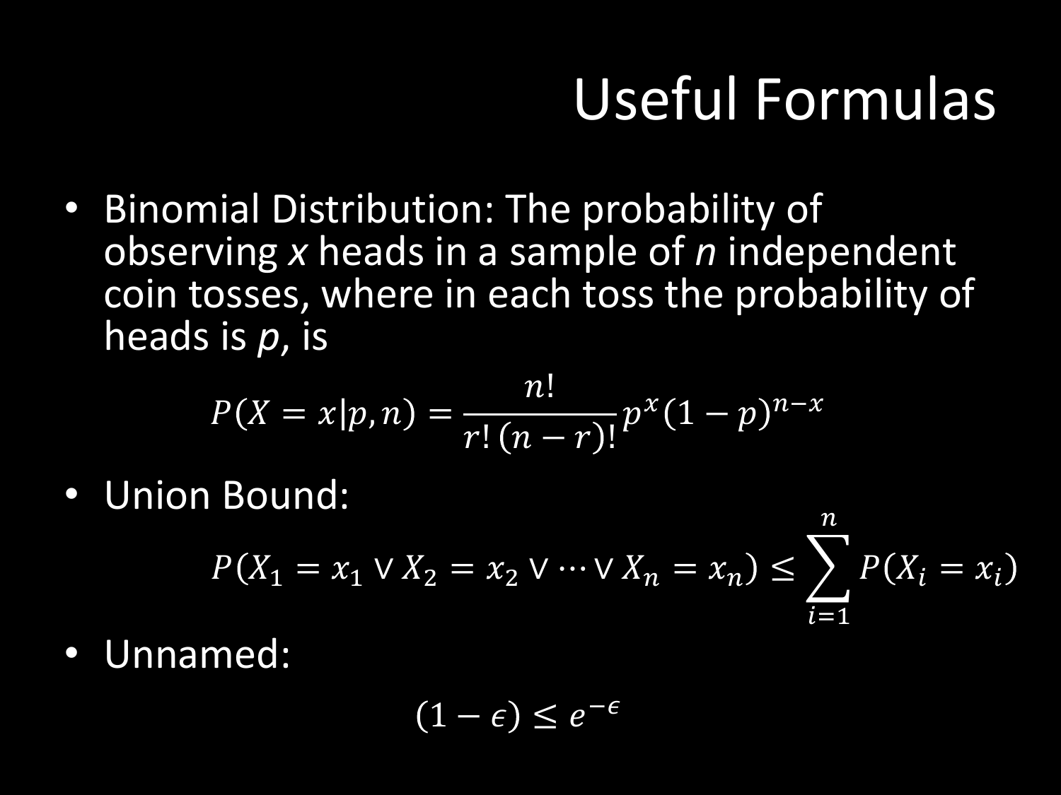# Useful Formulas

- Binomial Distribution: The probability of observing *x* heads in a sample of *n* independent coin tosses, where in each toss the probability of heads is *p*, is

$$P(X = x|p, n) = \frac{n!}{r!\,(n-r)!} p^x (1-p)^{n-x}$$

- Union Bound:

$$P(X_1 = x_1 \vee X_2 = x_2 \vee \cdots \vee X_n = x_n) \leq \sum_{i=1}^{n} P(X_i = x_i)$$

- Unnamed:

$$(1 - \epsilon) \leq e^{-\epsilon}$$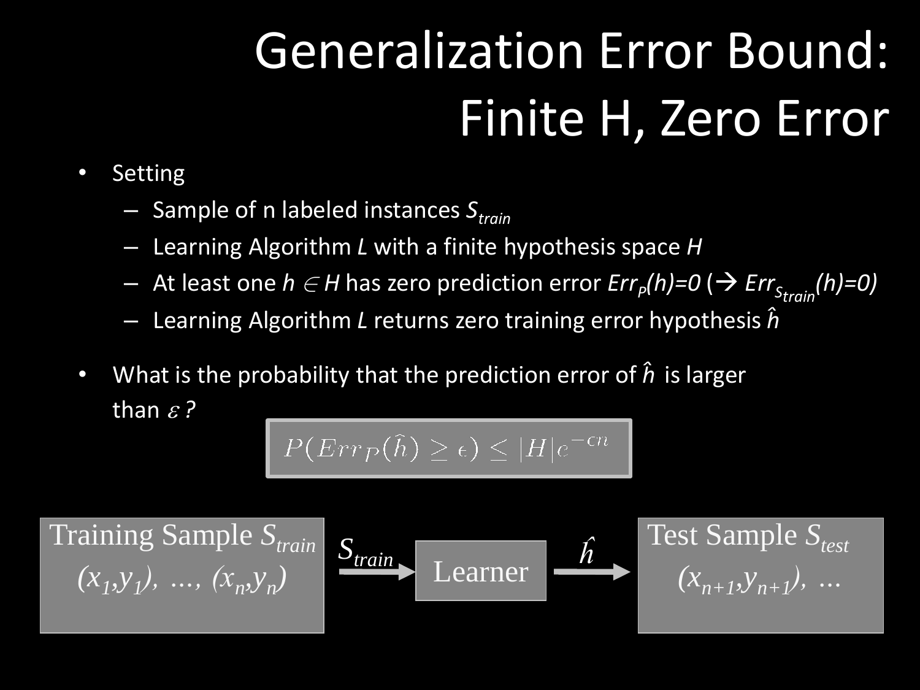# Generalization Error Bound: Finite H, Zero Error

- Setting
  - Sample of n labeled instances $S_{train}$
  - Learning Algorithm *L* with a finite hypothesis space *H*
  - At least one $h \in H$ has zero prediction error $Err_P(h)=0$ ($\rightarrow$ $Err_{S_{train}}(h)=0$)
  - Learning Algorithm *L* returns zero training error hypothesis $\hat{h}$
- What is the probability that the prediction error of $\hat{h}$ is larger than $\varepsilon$?

$$P(Err_P(\hat{h}) \geq \epsilon) \leq |H| e^{-\epsilon n}$$

Training Sample $S_{train}$: $(x_1,y_1), \ldots, (x_n,y_n)$ → $S_{train}$ → Learner → $\hat{h}$ → Test Sample $S_{test}$: $(x_{n+1},y_{n+1}), \ldots$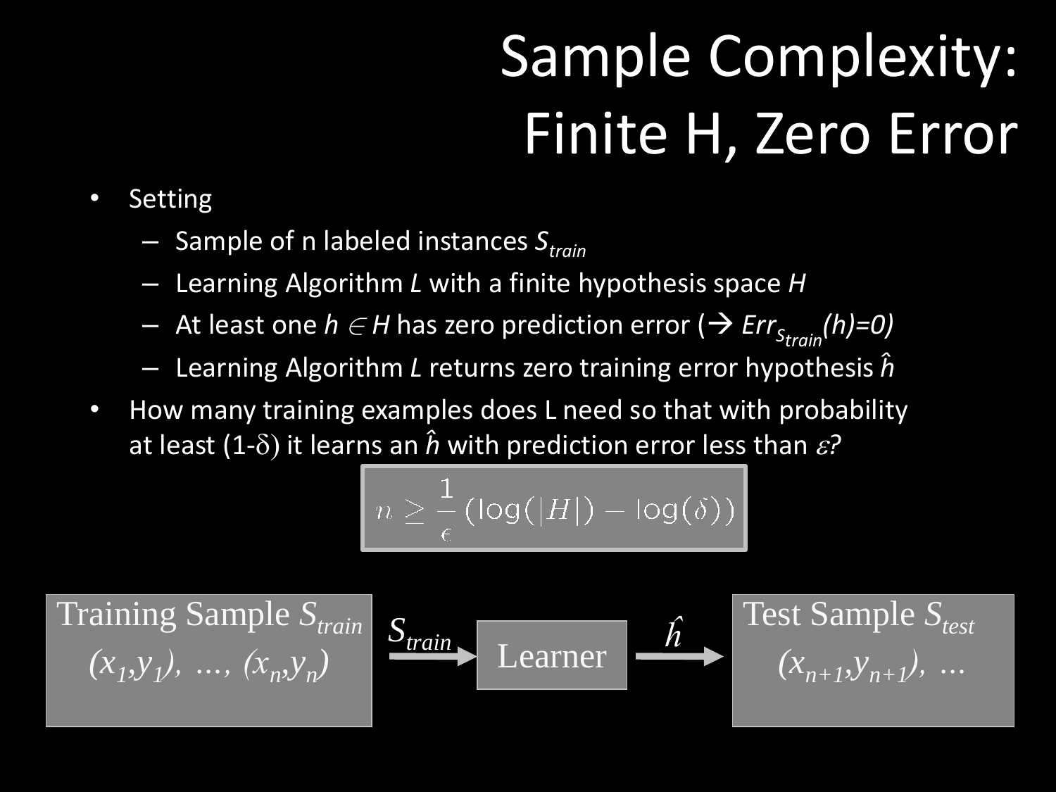# Sample Complexity: Finite H, Zero Error

- Setting
  - Sample of n labeled instances $S_{train}$
  - Learning Algorithm *L* with a finite hypothesis space *H*
  - At least one $h \in H$ has zero prediction error (→ $Err_{S_{train}}(h)=0$)
  - Learning Algorithm *L* returns zero training error hypothesis $\hat{h}$
- How many training examples does L need so that with probability at least (1-$\delta$) it learns an $\hat{h}$ with prediction error less than $\varepsilon$?

$$n \geq \frac{1}{\epsilon}\left(\log(|H|) - \log(\delta)\right)$$

Training Sample $S_{train}$
$(x_1,y_1), \ldots, (x_n,y_n)$

$S_{train}$ → Learner → $\hat{h}$

Test Sample $S_{test}$
$(x_{n+1},y_{n+1}), \ldots$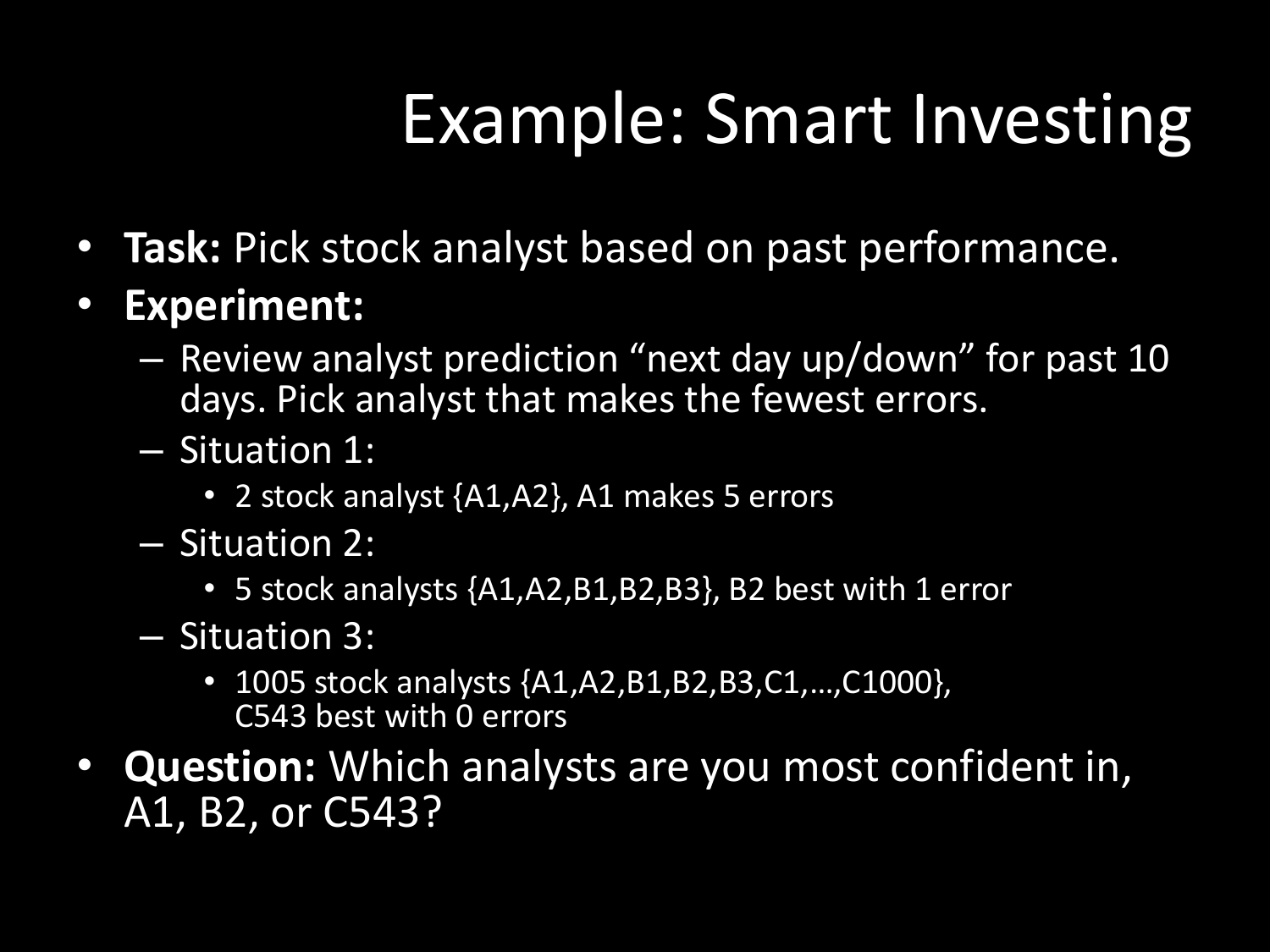# Example: Smart Investing

- **Task:** Pick stock analyst based on past performance.
- **Experiment:**
  - Review analyst prediction “next day up/down” for past 10 days. Pick analyst that makes the fewest errors.
  - Situation 1:
    - 2 stock analyst {A1,A2}, A1 makes 5 errors
  - Situation 2:
    - 5 stock analysts {A1,A2,B1,B2,B3}, B2 best with 1 error
  - Situation 3:
    - 1005 stock analysts {A1,A2,B1,B2,B3,C1,…,C1000}, C543 best with 0 errors
- **Question:** Which analysts are you most confident in, A1, B2, or C543?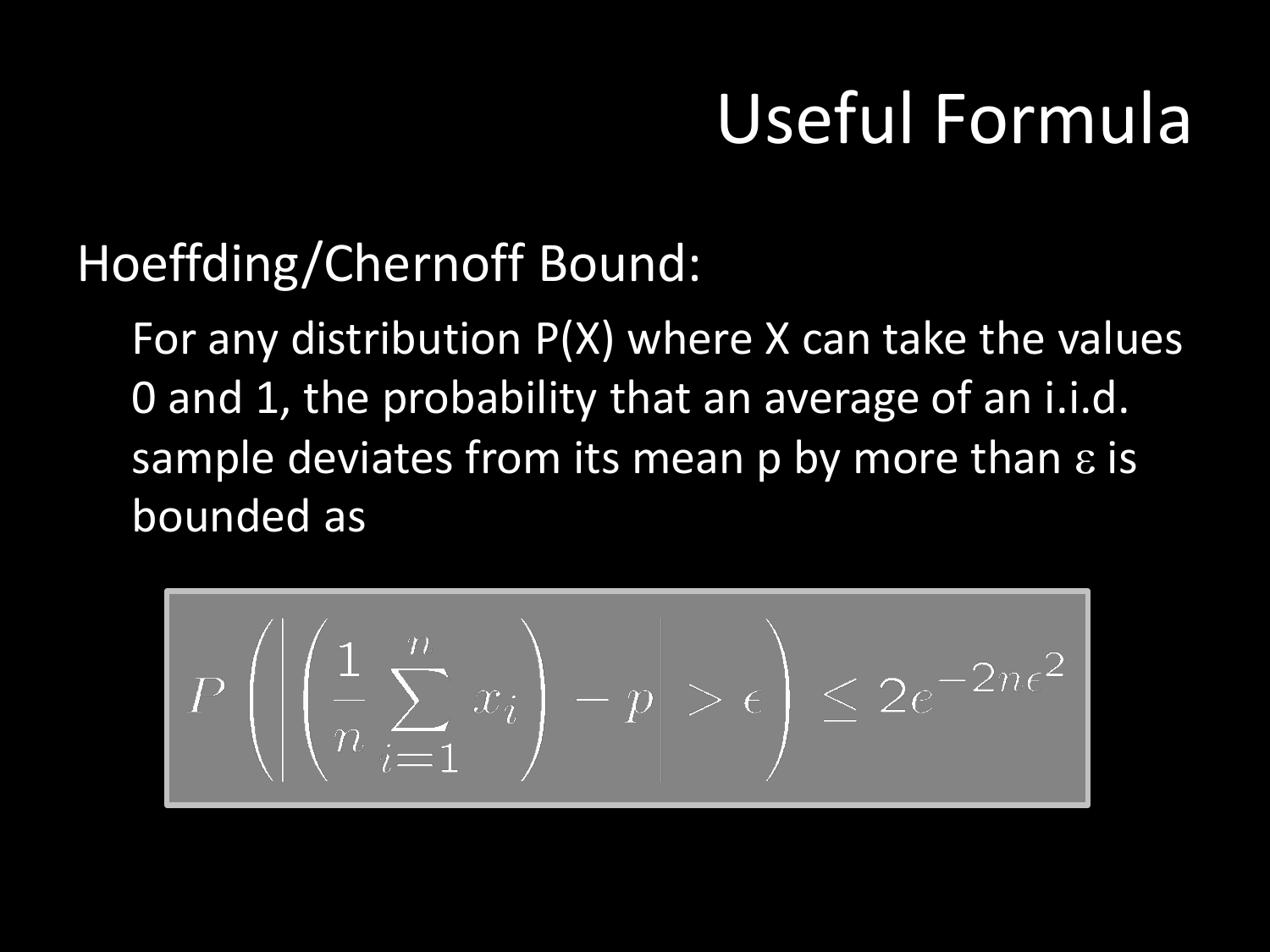# Useful Formula

Hoeffding/Chernoff Bound:

For any distribution P(X) where X can take the values 0 and 1, the probability that an average of an i.i.d. sample deviates from its mean p by more than $\varepsilon$ is bounded as

$$P\left(\left|\left(\frac{1}{n}\sum_{i=1}^{n} x_i\right) - p\right| > \epsilon\right) \leq 2e^{-2n\epsilon^2}$$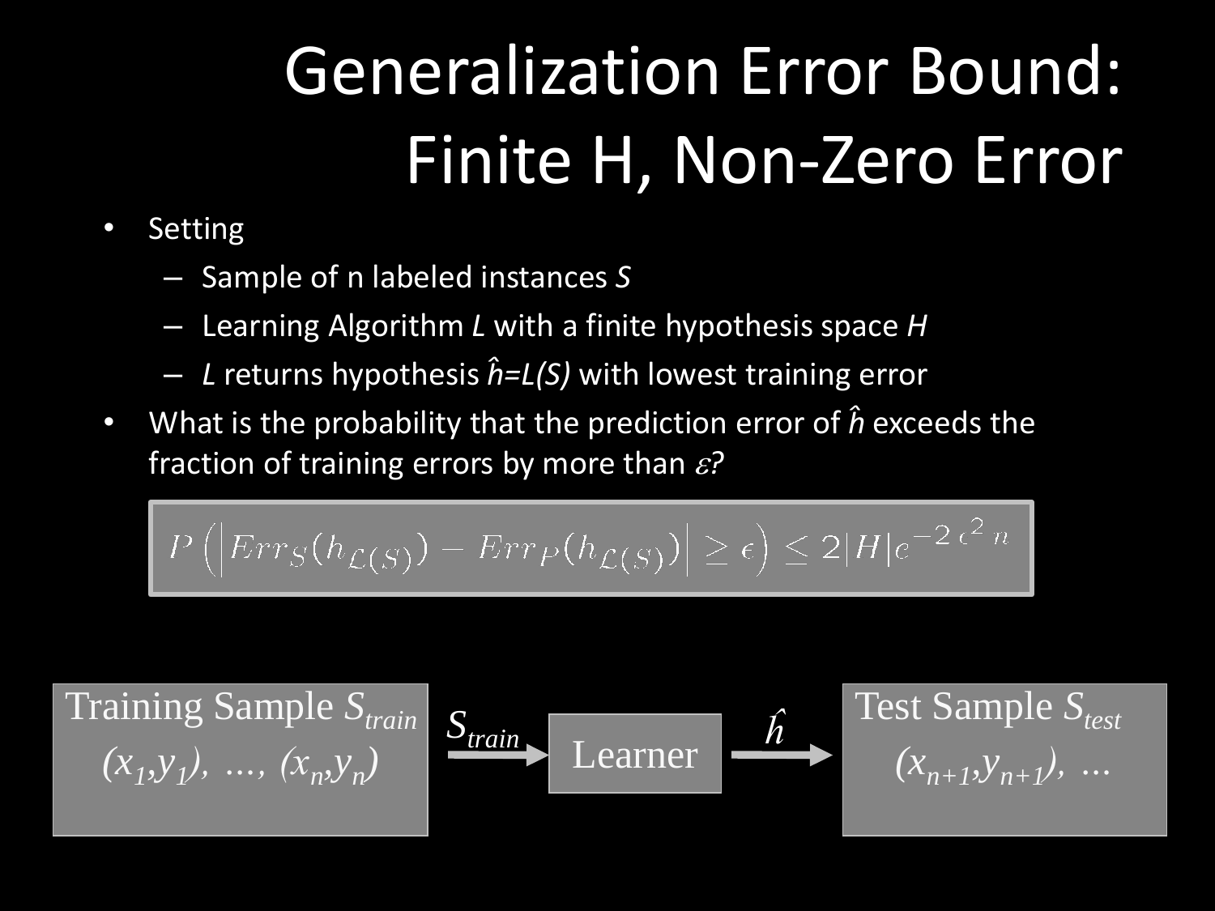# Generalization Error Bound: Finite H, Non-Zero Error

- Setting
  - Sample of n labeled instances *S*
  - Learning Algorithm *L* with a finite hypothesis space *H*
  - *L* returns hypothesis $\hat{h}=L(S)$ with lowest training error
- What is the probability that the prediction error of $\hat{h}$ exceeds the fraction of training errors by more than $\varepsilon$?

$$P\left(\left|Err_S(h_{\mathcal{L}(S)}) - Err_P(h_{\mathcal{L}(S)})\right| \geq \epsilon\right) \leq 2|H|e^{-2\,\epsilon^2\,n}$$

Training Sample $S_{train}$ $(x_1,y_1), \ldots, (x_n,y_n)$ → $S_{train}$ → Learner → $\hat{h}$ → Test Sample $S_{test}$ $(x_{n+1},y_{n+1}), \ldots$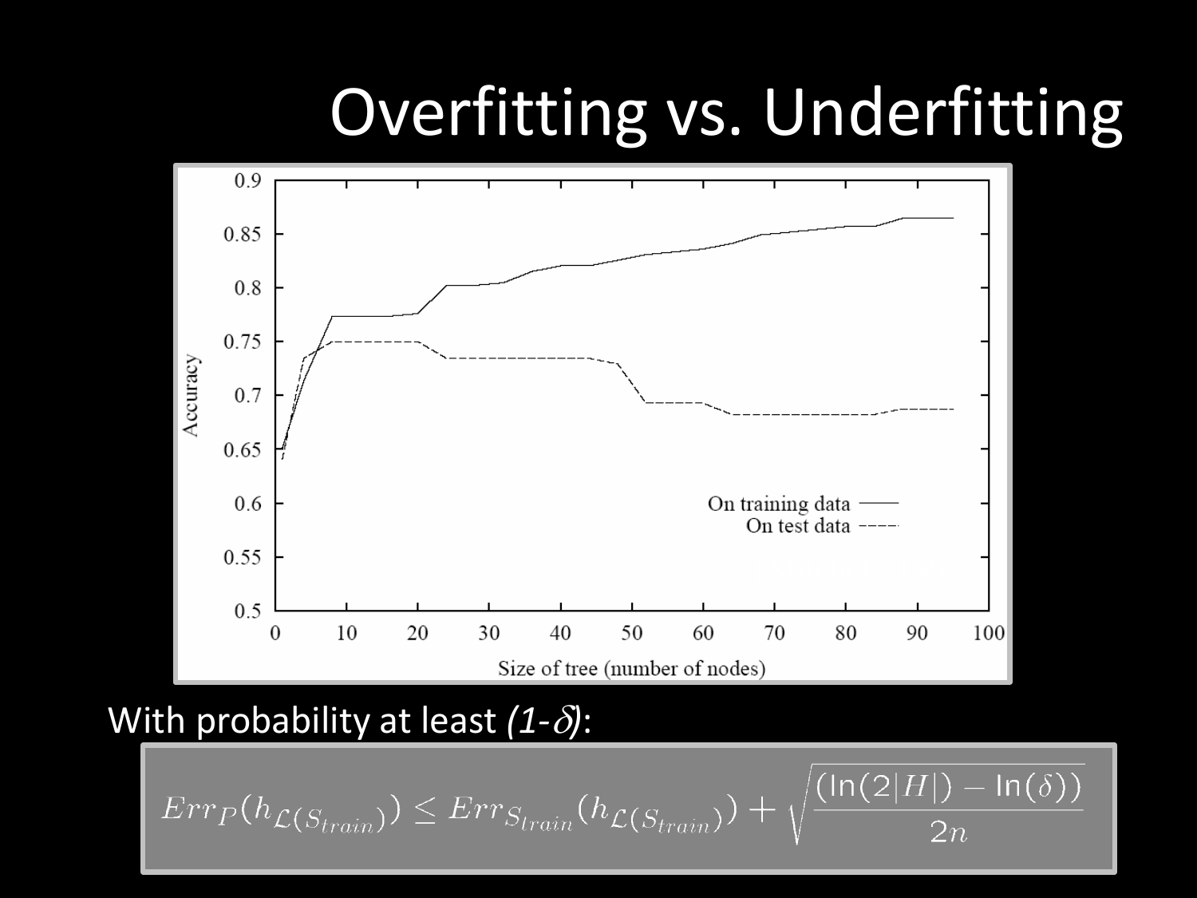# Overfitting vs. Underfitting

0.9
0.85
0.8
0.75
0.7
0.65
0.6
0.55
0.5

Accuracy

0 10 20 30 40 50 60 70 80 90 100

Size of tree (number of nodes)

On training data

On test data

With probability at least *(1-$\delta$)*:

$$Err_P(h_{\mathcal{L}(S_{train})}) \leq Err_{S_{train}}(h_{\mathcal{L}(S_{train})}) + \sqrt{\frac{(\ln(2|H|) - \ln(\delta))}{2n}}$$